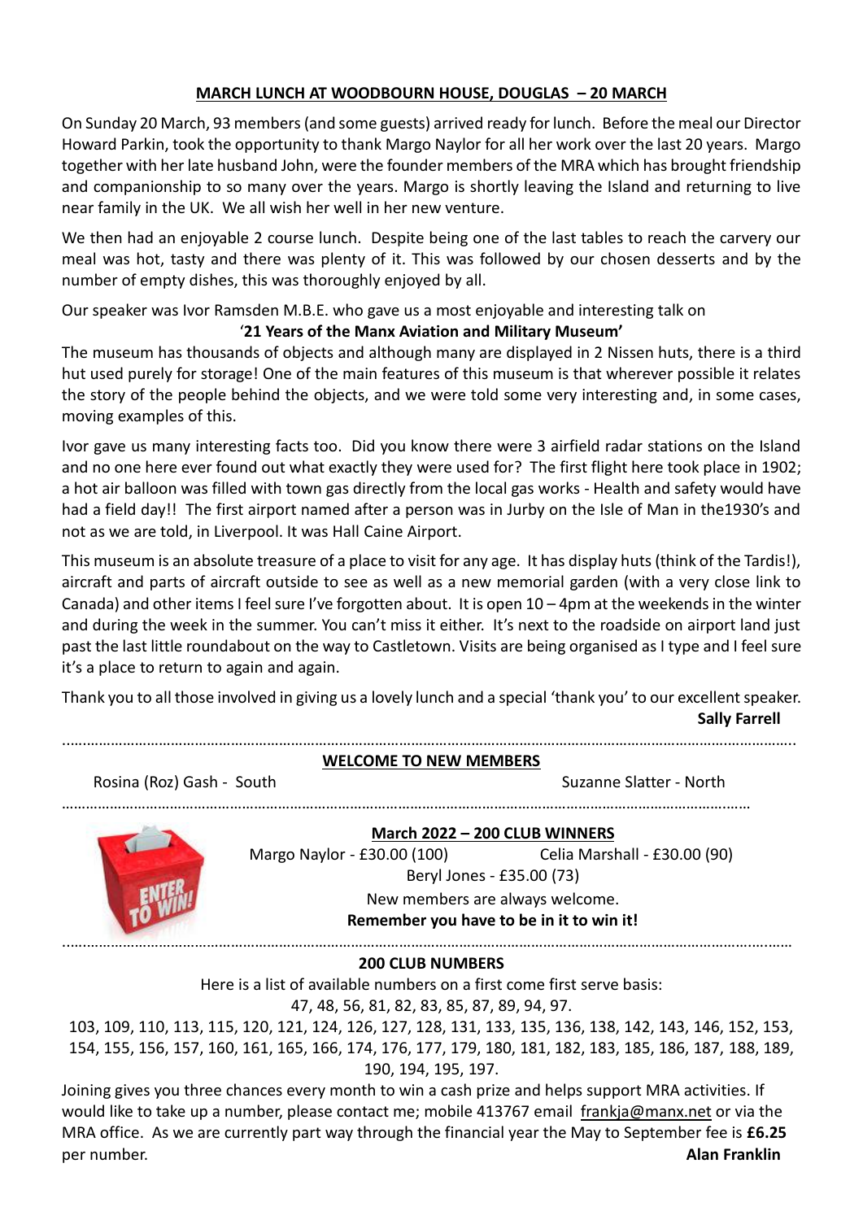## MARCH LUNCH AT WOODBOURN HOUSE, DOUGLAS – 20 MARCH

On Sunday 20 March, 93 members (and some guests) arrived ready for lunch. Before the meal our Director Howard Parkin, took the opportunity to thank Margo Naylor for all her work over the last 20 years. Margo together with her late husband John, were the founder members of the MRA which has brought friendship and companionship to so many over the years. Margo is shortly leaving the Island and returning to live near family in the UK. We all wish her well in her new venture.

We then had an enjoyable 2 course lunch. Despite being one of the last tables to reach the carvery our meal was hot, tasty and there was plenty of it. This was followed by our chosen desserts and by the number of empty dishes, this was thoroughly enjoyed by all.

Our speaker was Ivor Ramsden M.B.E. who gave us a most enjoyable and interesting talk on

**'21 Years of the Manx Aviation and Military Museum'**

The museum has thousands of objects and although many are displayed in 2 Nissen huts, there is a third hut used purely for storage! One of the main features of this museum is that wherever possible it relates the story of the people behind the objects, and we were told some very interesting and, in some cases, moving examples of this.

Ivor gave us many interesting facts too. Did you know there were 3 airfield radar stations on the Island and no one here ever found out what exactly they were used for? The first flight here took place in 1902; a hot air balloon was filled with town gas directly from the local gas works - Health and safety would have had a field day!! The first airport named after a person was in Jurby on the Isle of Man in the1930's and not as we are told, in Liverpool. It was Hall Caine Airport.

This museum is an absolute treasure of a place to visit for any age. It has display huts (think of the Tardis!), aircraft and parts of aircraft outside to see as well as a new memorial garden (with a very close link to Canada) and other items I feel sure I've forgotten about. It is open 10 – 4pm at the weekends in the winter and during the week in the summer. You can't miss it either. It's next to the roadside on airport land just past the last little roundabout on the way to Castletown. Visits are being organised as I type and I feel sure it's a place to return to again and again.

Thank you to all those involved in giving us a lovely lunch and a special 'thank you' to our excellent speaker.

**Sally Farrell**

---

## WELCOME TO NEW MEMBERS

Rosina (Roz) Gash - South

Suzanne Slatter - North

---

## March 2022 – 200 CLUB WINNERS

Margo Naylor - £30.00 (100)

Celia Marshall - £30.00 (90)

Beryl Jones - £35.00 (73)

New members are always welcome.

**Remember you have to be in it to win it!**

---

## 200 CLUB NUMBERS

Here is a list of available numbers on a first come first serve basis:

47, 48, 56, 81, 82, 83, 85, 87, 89, 94, 97.

103, 109, 110, 113, 115, 120, 121, 124, 126, 127, 128, 131, 133, 135, 136, 138, 142, 143, 146, 152, 153, 154, 155, 156, 157, 160, 161, 165, 166, 174, 176, 177, 179, 180, 181, 182, 183, 185, 186, 187, 188, 189, 190, 194, 195, 197.

Joining gives you three chances every month to win a cash prize and helps support MRA activities. If would like to take up a number, please contact me; mobile 413767 email frankja@manx.net or via the MRA office. As we are currently part way through the financial year the May to September fee is **£6.25** per number.

**Alan Franklin**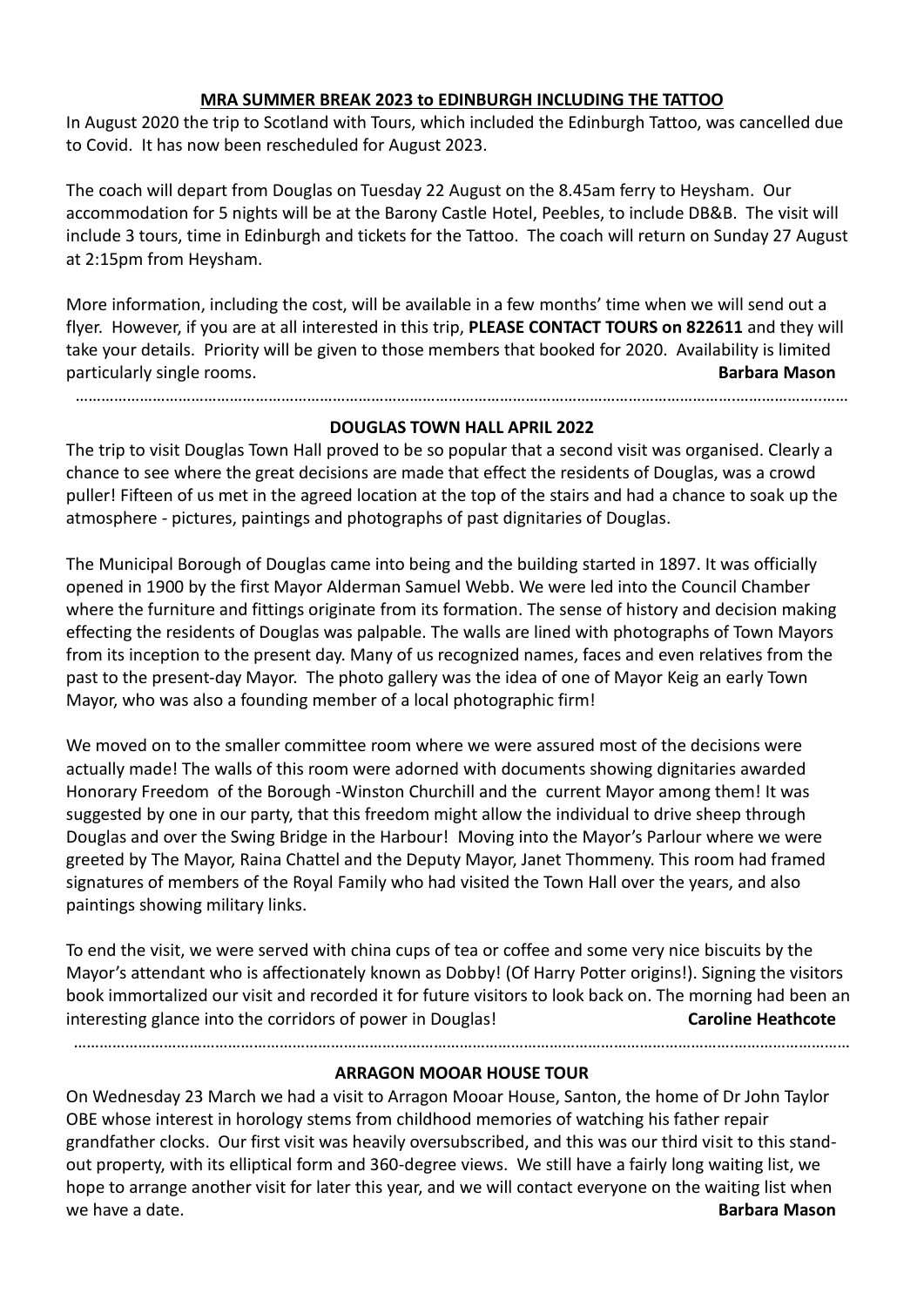## MRA SUMMER BREAK 2023 to EDINBURGH INCLUDING THE TATTOO

In August 2020 the trip to Scotland with Tours, which included the Edinburgh Tattoo, was cancelled due to Covid. It has now been rescheduled for August 2023.

The coach will depart from Douglas on Tuesday 22 August on the 8.45am ferry to Heysham. Our accommodation for 5 nights will be at the Barony Castle Hotel, Peebles, to include DB&B. The visit will include 3 tours, time in Edinburgh and tickets for the Tattoo. The coach will return on Sunday 27 August at 2:15pm from Heysham.

More information, including the cost, will be available in a few months' time when we will send out a flyer. However, if you are at all interested in this trip, **PLEASE CONTACT TOURS on 822611** and they will take your details. Priority will be given to those members that booked for 2020. Availability is limited particularly single rooms. **Barbara Mason**

……………………………………………………………………………………………………………………………………………………

## DOUGLAS TOWN HALL APRIL 2022

The trip to visit Douglas Town Hall proved to be so popular that a second visit was organised. Clearly a chance to see where the great decisions are made that effect the residents of Douglas, was a crowd puller! Fifteen of us met in the agreed location at the top of the stairs and had a chance to soak up the atmosphere - pictures, paintings and photographs of past dignitaries of Douglas.

The Municipal Borough of Douglas came into being and the building started in 1897. It was officially opened in 1900 by the first Mayor Alderman Samuel Webb. We were led into the Council Chamber where the furniture and fittings originate from its formation. The sense of history and decision making effecting the residents of Douglas was palpable. The walls are lined with photographs of Town Mayors from its inception to the present day. Many of us recognized names, faces and even relatives from the past to the present-day Mayor. The photo gallery was the idea of one of Mayor Keig an early Town Mayor, who was also a founding member of a local photographic firm!

We moved on to the smaller committee room where we were assured most of the decisions were actually made! The walls of this room were adorned with documents showing dignitaries awarded Honorary Freedom of the Borough -Winston Churchill and the current Mayor among them! It was suggested by one in our party, that this freedom might allow the individual to drive sheep through Douglas and over the Swing Bridge in the Harbour! Moving into the Mayor's Parlour where we were greeted by The Mayor, Raina Chattel and the Deputy Mayor, Janet Thommeny. This room had framed signatures of members of the Royal Family who had visited the Town Hall over the years, and also paintings showing military links.

To end the visit, we were served with china cups of tea or coffee and some very nice biscuits by the Mayor's attendant who is affectionately known as Dobby! (Of Harry Potter origins!). Signing the visitors book immortalized our visit and recorded it for future visitors to look back on. The morning had been an interesting glance into the corridors of power in Douglas! **Caroline Heathcote**

……………………………………………………………………………………………………………………………………………………

## ARRAGON MOOAR HOUSE TOUR

On Wednesday 23 March we had a visit to Arragon Mooar House, Santon, the home of Dr John Taylor OBE whose interest in horology stems from childhood memories of watching his father repair grandfather clocks. Our first visit was heavily oversubscribed, and this was our third visit to this stand-out property, with its elliptical form and 360-degree views. We still have a fairly long waiting list, we hope to arrange another visit for later this year, and we will contact everyone on the waiting list when we have a date. **Barbara Mason**